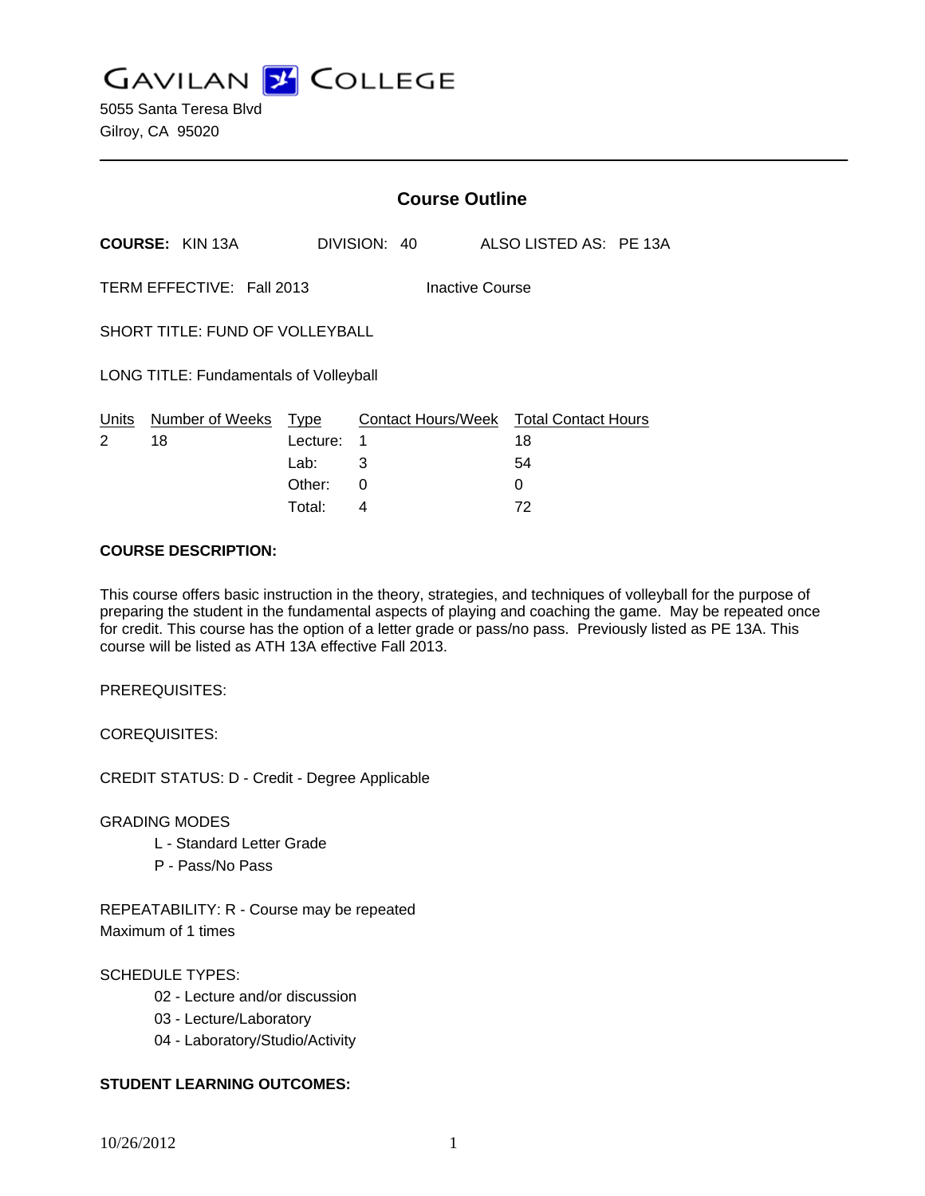GAVILAN COLLEGE

5055 Santa Teresa Blvd
Gilroy, CA 95020

## Course Outline

**COURSE:** KIN 13A DIVISION: 40 ALSO LISTED AS: PE 13A

TERM EFFECTIVE: Fall 2013 Inactive Course

SHORT TITLE: FUND OF VOLLEYBALL

LONG TITLE: Fundamentals of Volleyball

| Units | Number of Weeks | Type | Contact Hours/Week | Total Contact Hours |
|---|---|---|---|---|
| 2 | 18 | Lecture: | 1 | 18 |
| | | Lab: | 3 | 54 |
| | | Other: | 0 | 0 |
| | | Total: | 4 | 72 |

**COURSE DESCRIPTION:**

This course offers basic instruction in the theory, strategies, and techniques of volleyball for the purpose of preparing the student in the fundamental aspects of playing and coaching the game. May be repeated once for credit. This course has the option of a letter grade or pass/no pass. Previously listed as PE 13A. This course will be listed as ATH 13A effective Fall 2013.

PREREQUISITES:

COREQUISITES:

CREDIT STATUS: D - Credit - Degree Applicable

GRADING MODES

- L - Standard Letter Grade
- P - Pass/No Pass

REPEATABILITY: R - Course may be repeated
Maximum of 1 times

SCHEDULE TYPES:

- 02 - Lecture and/or discussion
- 03 - Lecture/Laboratory
- 04 - Laboratory/Studio/Activity

**STUDENT LEARNING OUTCOMES:**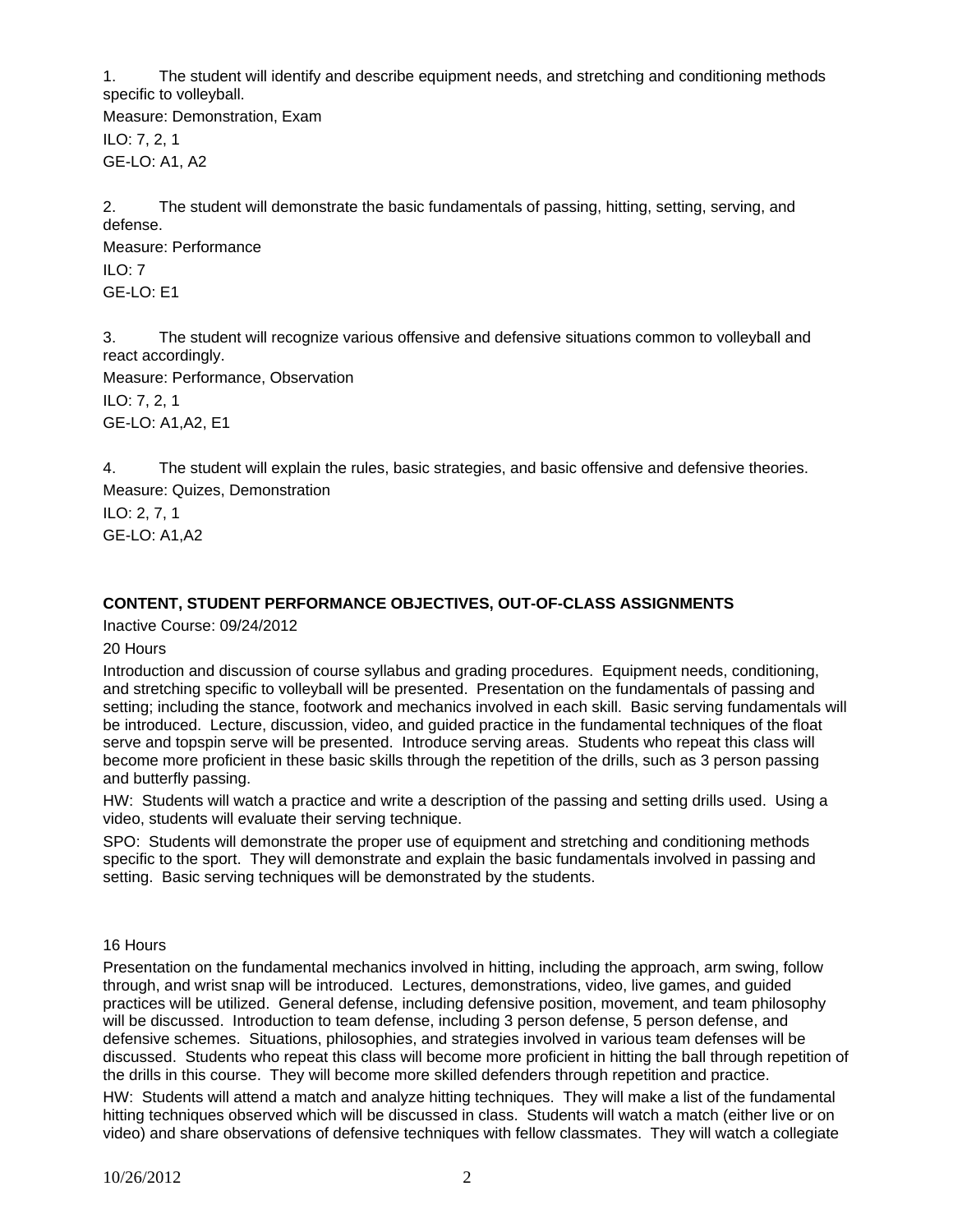1. The student will identify and describe equipment needs, and stretching and conditioning methods specific to volleyball.

Measure: Demonstration, Exam

ILO: 7, 2, 1

GE-LO: A1, A2

2. The student will demonstrate the basic fundamentals of passing, hitting, setting, serving, and defense.

Measure: Performance

ILO: 7

GE-LO: E1

3. The student will recognize various offensive and defensive situations common to volleyball and react accordingly.

Measure: Performance, Observation

ILO: 7, 2, 1

GE-LO: A1,A2, E1

4. The student will explain the rules, basic strategies, and basic offensive and defensive theories.

Measure: Quizes, Demonstration

ILO: 2, 7, 1

GE-LO: A1,A2

**CONTENT, STUDENT PERFORMANCE OBJECTIVES, OUT-OF-CLASS ASSIGNMENTS**

Inactive Course: 09/24/2012

20 Hours

Introduction and discussion of course syllabus and grading procedures. Equipment needs, conditioning, and stretching specific to volleyball will be presented. Presentation on the fundamentals of passing and setting; including the stance, footwork and mechanics involved in each skill. Basic serving fundamentals will be introduced. Lecture, discussion, video, and guided practice in the fundamental techniques of the float serve and topspin serve will be presented. Introduce serving areas. Students who repeat this class will become more proficient in these basic skills through the repetition of the drills, such as 3 person passing and butterfly passing.

HW: Students will watch a practice and write a description of the passing and setting drills used. Using a video, students will evaluate their serving technique.

SPO: Students will demonstrate the proper use of equipment and stretching and conditioning methods specific to the sport. They will demonstrate and explain the basic fundamentals involved in passing and setting. Basic serving techniques will be demonstrated by the students.

16 Hours

Presentation on the fundamental mechanics involved in hitting, including the approach, arm swing, follow through, and wrist snap will be introduced. Lectures, demonstrations, video, live games, and guided practices will be utilized. General defense, including defensive position, movement, and team philosophy will be discussed. Introduction to team defense, including 3 person defense, 5 person defense, and defensive schemes. Situations, philosophies, and strategies involved in various team defenses will be discussed. Students who repeat this class will become more proficient in hitting the ball through repetition of the drills in this course. They will become more skilled defenders through repetition and practice.

HW: Students will attend a match and analyze hitting techniques. They will make a list of the fundamental hitting techniques observed which will be discussed in class. Students will watch a match (either live or on video) and share observations of defensive techniques with fellow classmates. They will watch a collegiate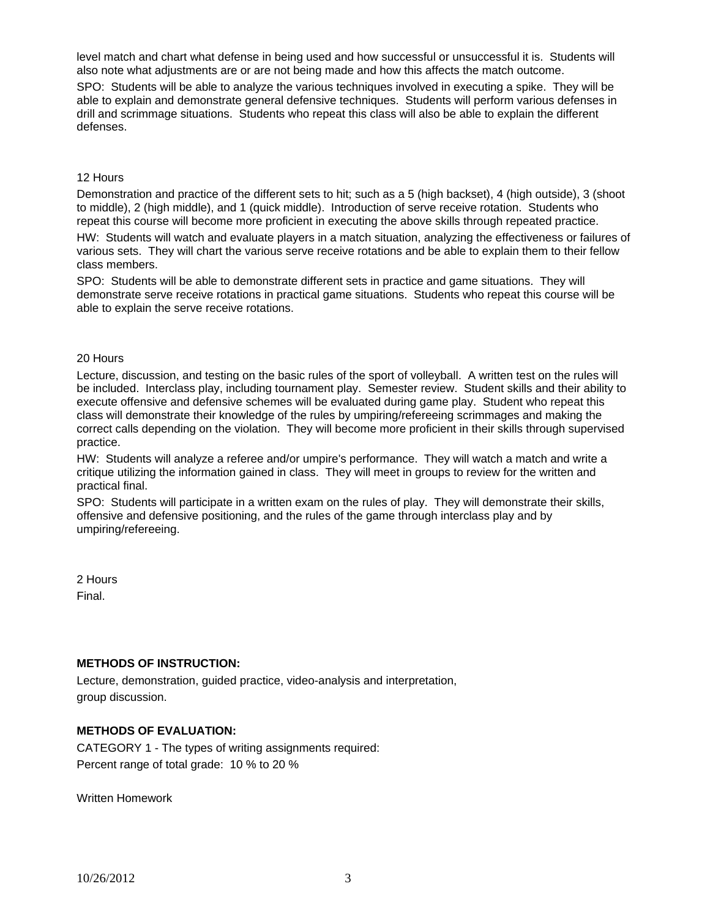level match and chart what defense in being used and how successful or unsuccessful it is. Students will also note what adjustments are or are not being made and how this affects the match outcome.

SPO: Students will be able to analyze the various techniques involved in executing a spike. They will be able to explain and demonstrate general defensive techniques. Students will perform various defenses in drill and scrimmage situations. Students who repeat this class will also be able to explain the different defenses.

12 Hours

Demonstration and practice of the different sets to hit; such as a 5 (high backset), 4 (high outside), 3 (shoot to middle), 2 (high middle), and 1 (quick middle). Introduction of serve receive rotation. Students who repeat this course will become more proficient in executing the above skills through repeated practice.

HW: Students will watch and evaluate players in a match situation, analyzing the effectiveness or failures of various sets. They will chart the various serve receive rotations and be able to explain them to their fellow class members.

SPO: Students will be able to demonstrate different sets in practice and game situations. They will demonstrate serve receive rotations in practical game situations. Students who repeat this course will be able to explain the serve receive rotations.

20 Hours

Lecture, discussion, and testing on the basic rules of the sport of volleyball. A written test on the rules will be included. Interclass play, including tournament play. Semester review. Student skills and their ability to execute offensive and defensive schemes will be evaluated during game play. Student who repeat this class will demonstrate their knowledge of the rules by umpiring/refereeing scrimmages and making the correct calls depending on the violation. They will become more proficient in their skills through supervised practice.

HW: Students will analyze a referee and/or umpire's performance. They will watch a match and write a critique utilizing the information gained in class. They will meet in groups to review for the written and practical final.

SPO: Students will participate in a written exam on the rules of play. They will demonstrate their skills, offensive and defensive positioning, and the rules of the game through interclass play and by umpiring/refereeing.

2 Hours

Final.

**METHODS OF INSTRUCTION:**

Lecture, demonstration, guided practice, video-analysis and interpretation, group discussion.

**METHODS OF EVALUATION:**

CATEGORY 1 - The types of writing assignments required:
Percent range of total grade: 10 % to 20 %

Written Homework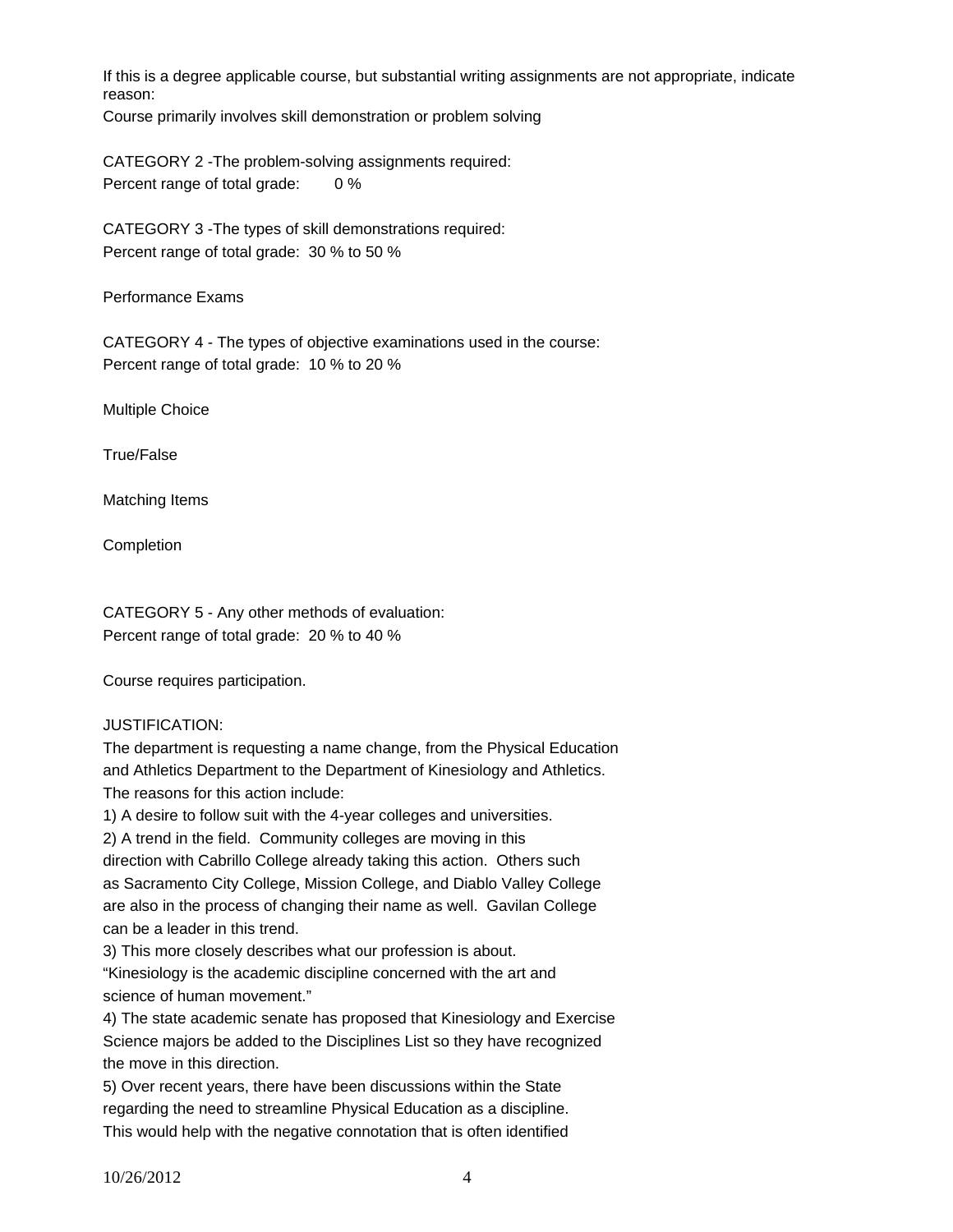If this is a degree applicable course, but substantial writing assignments are not appropriate, indicate reason:
Course primarily involves skill demonstration or problem solving

CATEGORY 2 -The problem-solving assignments required:
Percent range of total grade: 0 %

CATEGORY 3 -The types of skill demonstrations required:
Percent range of total grade: 30 % to 50 %

Performance Exams

CATEGORY 4 - The types of objective examinations used in the course:
Percent range of total grade: 10 % to 20 %

Multiple Choice

True/False

Matching Items

Completion

CATEGORY 5 - Any other methods of evaluation:
Percent range of total grade: 20 % to 40 %

Course requires participation.

JUSTIFICATION:
The department is requesting a name change, from the Physical Education and Athletics Department to the Department of Kinesiology and Athletics.
The reasons for this action include:
1) A desire to follow suit with the 4-year colleges and universities.
2) A trend in the field. Community colleges are moving in this direction with Cabrillo College already taking this action. Others such as Sacramento City College, Mission College, and Diablo Valley College are also in the process of changing their name as well. Gavilan College can be a leader in this trend.
3) This more closely describes what our profession is about.
"Kinesiology is the academic discipline concerned with the art and science of human movement."
4) The state academic senate has proposed that Kinesiology and Exercise Science majors be added to the Disciplines List so they have recognized the move in this direction.
5) Over recent years, there have been discussions within the State regarding the need to streamline Physical Education as a discipline.
This would help with the negative connotation that is often identified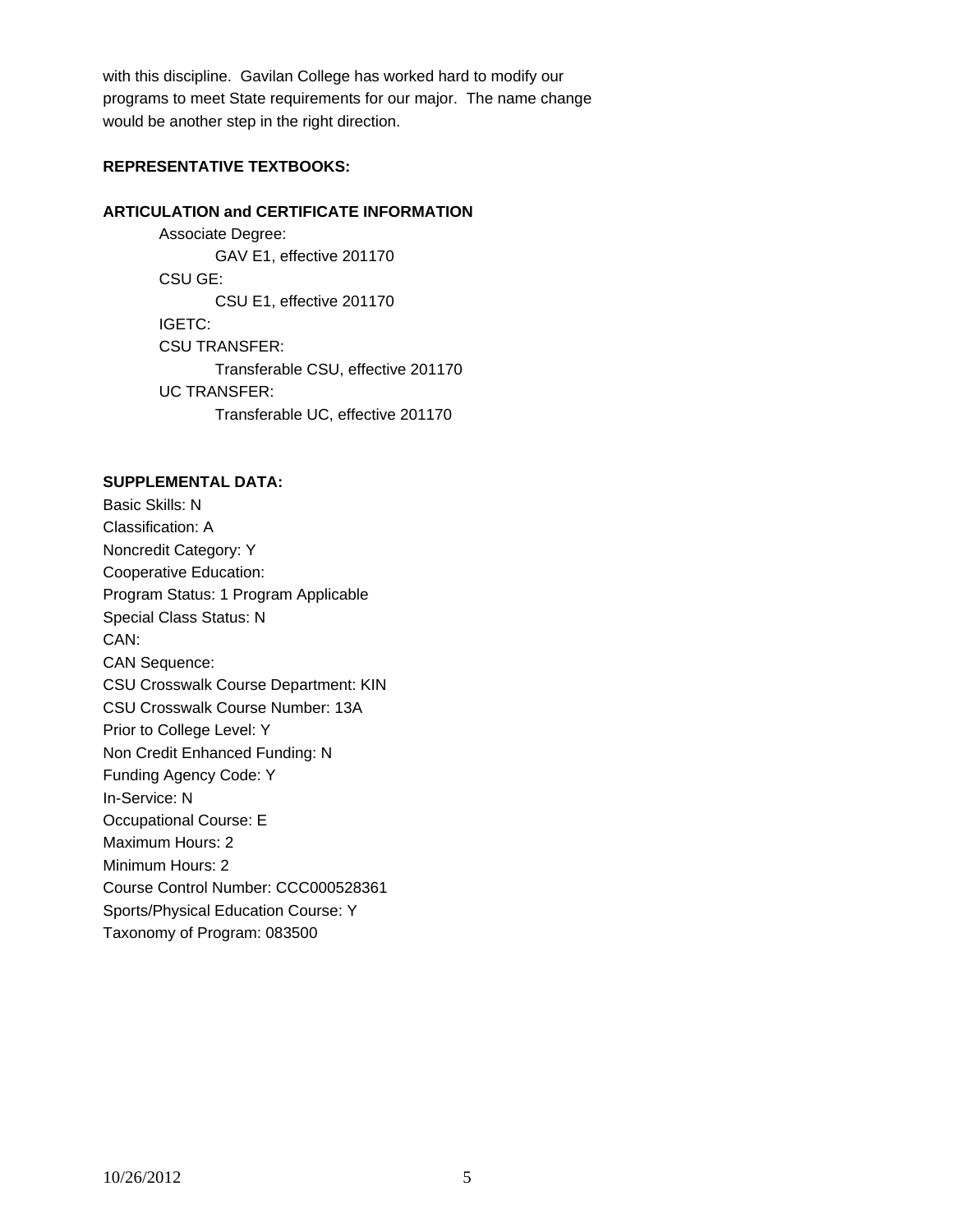with this discipline. Gavilan College has worked hard to modify our programs to meet State requirements for our major. The name change would be another step in the right direction.

**REPRESENTATIVE TEXTBOOKS:**

**ARTICULATION and CERTIFICATE INFORMATION**

Associate Degree:
GAV E1, effective 201170
CSU GE:
CSU E1, effective 201170
IGETC:
CSU TRANSFER:
Transferable CSU, effective 201170
UC TRANSFER:
Transferable UC, effective 201170

**SUPPLEMENTAL DATA:**

Basic Skills: N
Classification: A
Noncredit Category: Y
Cooperative Education:
Program Status: 1 Program Applicable
Special Class Status: N
CAN:
CAN Sequence:
CSU Crosswalk Course Department: KIN
CSU Crosswalk Course Number: 13A
Prior to College Level: Y
Non Credit Enhanced Funding: N
Funding Agency Code: Y
In-Service: N
Occupational Course: E
Maximum Hours: 2
Minimum Hours: 2
Course Control Number: CCC000528361
Sports/Physical Education Course: Y
Taxonomy of Program: 083500